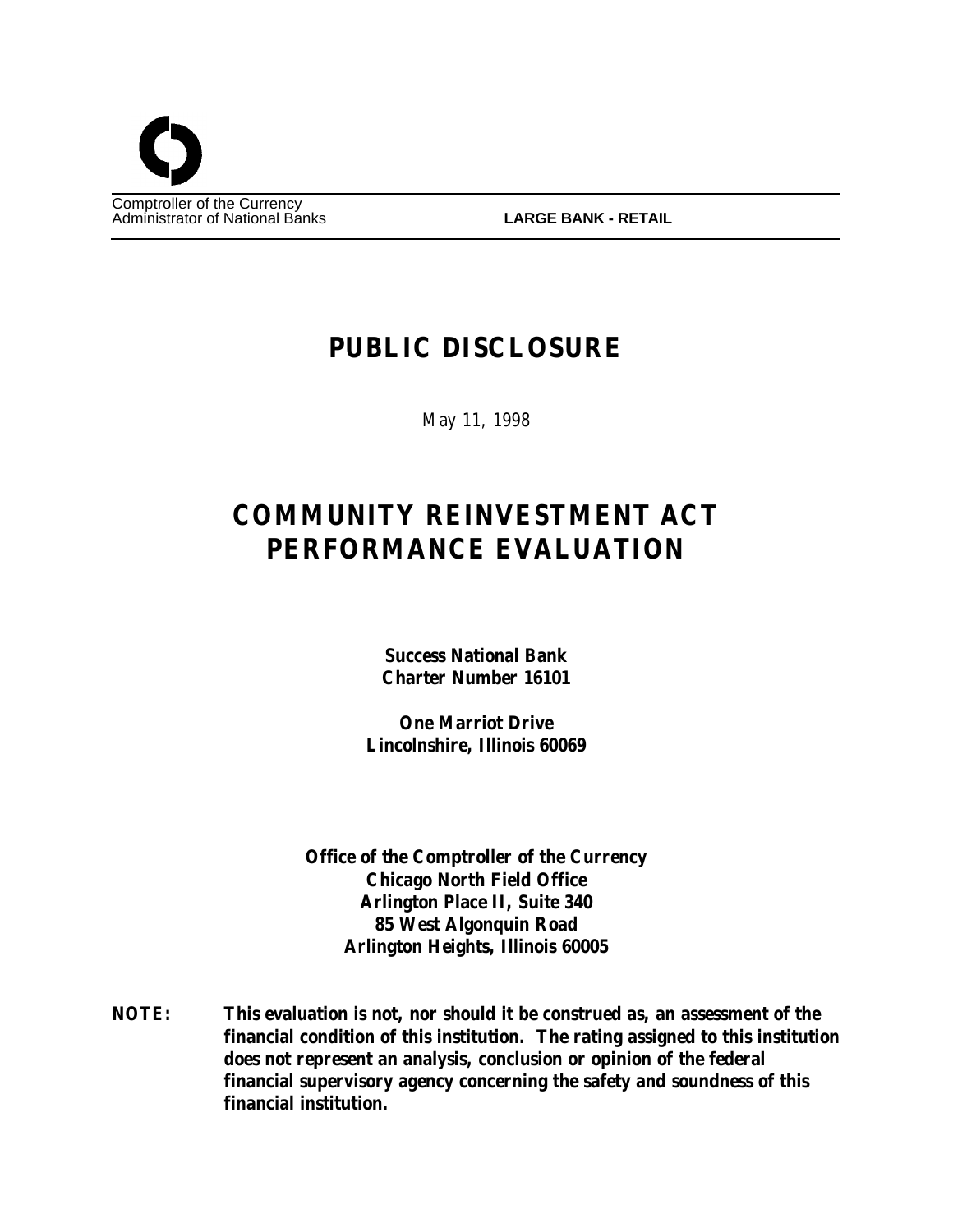Comptroller of the Currency
Administrator of National Banks

**LARGE BANK - RETAIL**

# PUBLIC DISCLOSURE

May 11, 1998

# COMMUNITY REINVESTMENT ACT PERFORMANCE EVALUATION

**Success National Bank**
**Charter Number 16101**

**One Marriot Drive**
**Lincolnshire, Illinois 60069**

**Office of the Comptroller of the Currency**
**Chicago North Field Office**
**Arlington Place II, Suite 340**
**85 West Algonquin Road**
**Arlington Heights, Illinois 60005**

**NOTE: This evaluation is not, nor should it be construed as, an assessment of the financial condition of this institution. The rating assigned to this institution does not represent an analysis, conclusion or opinion of the federal financial supervisory agency concerning the safety and soundness of this financial institution.**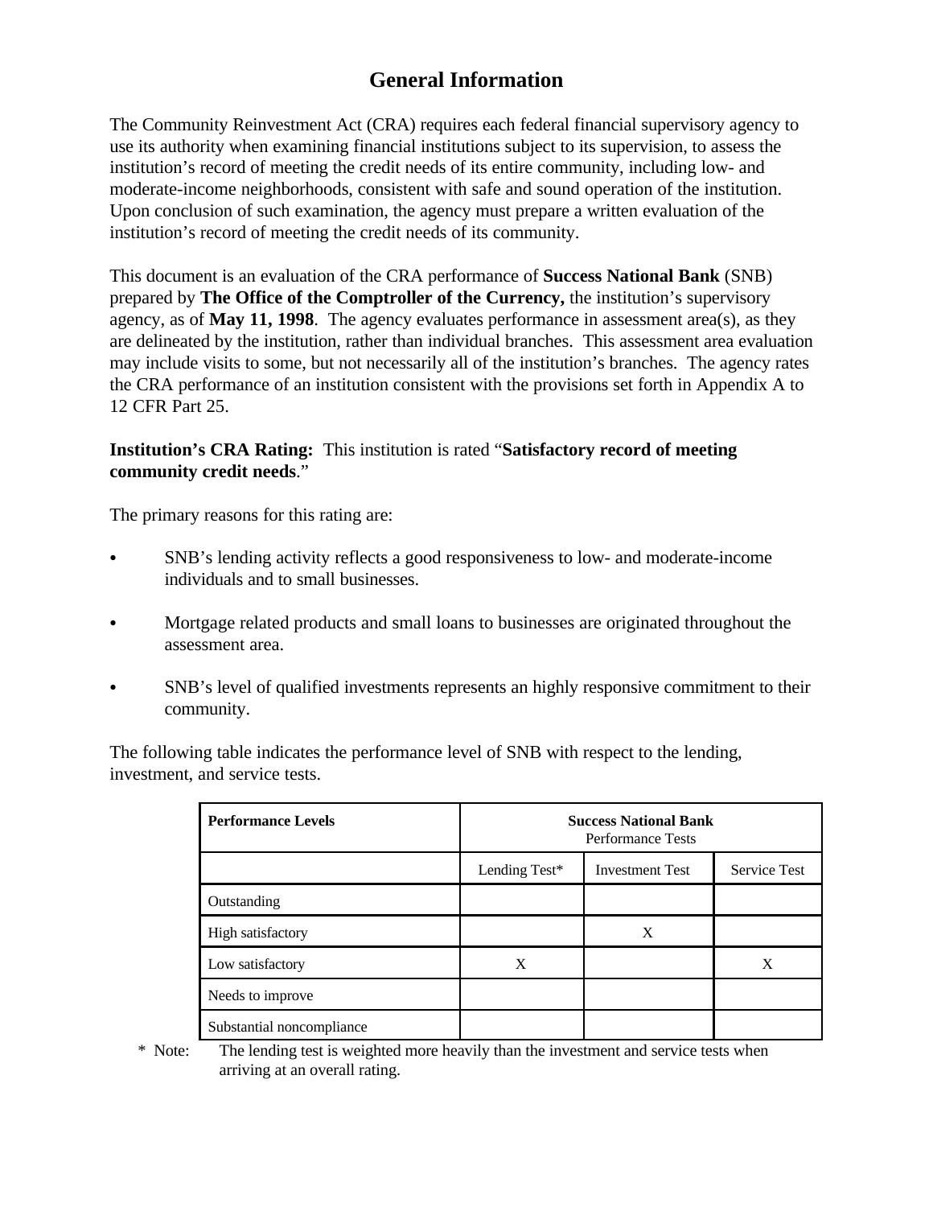# General Information

The Community Reinvestment Act (CRA) requires each federal financial supervisory agency to use its authority when examining financial institutions subject to its supervision, to assess the institution's record of meeting the credit needs of its entire community, including low- and moderate-income neighborhoods, consistent with safe and sound operation of the institution. Upon conclusion of such examination, the agency must prepare a written evaluation of the institution's record of meeting the credit needs of its community.

This document is an evaluation of the CRA performance of **Success National Bank** (SNB) prepared by **The Office of the Comptroller of the Currency,** the institution's supervisory agency, as of **May 11, 1998**. The agency evaluates performance in assessment area(s), as they are delineated by the institution, rather than individual branches. This assessment area evaluation may include visits to some, but not necessarily all of the institution's branches. The agency rates the CRA performance of an institution consistent with the provisions set forth in Appendix A to 12 CFR Part 25.

**Institution's CRA Rating:** This institution is rated "**Satisfactory record of meeting community credit needs**."

The primary reasons for this rating are:

- SNB's lending activity reflects a good responsiveness to low- and moderate-income individuals and to small businesses.
- Mortgage related products and small loans to businesses are originated throughout the assessment area.
- SNB's level of qualified investments represents an highly responsive commitment to their community.

The following table indicates the performance level of SNB with respect to the lending, investment, and service tests.

| **Performance Levels** | **Success National Bank** Performance Tests | | |
|---|---|---|---|
| | Lending Test* | Investment Test | Service Test |
| Outstanding | | | |
| High satisfactory | | X | |
| Low satisfactory | X | | X |
| Needs to improve | | | |
| Substantial noncompliance | | | |

\* Note: The lending test is weighted more heavily than the investment and service tests when arriving at an overall rating.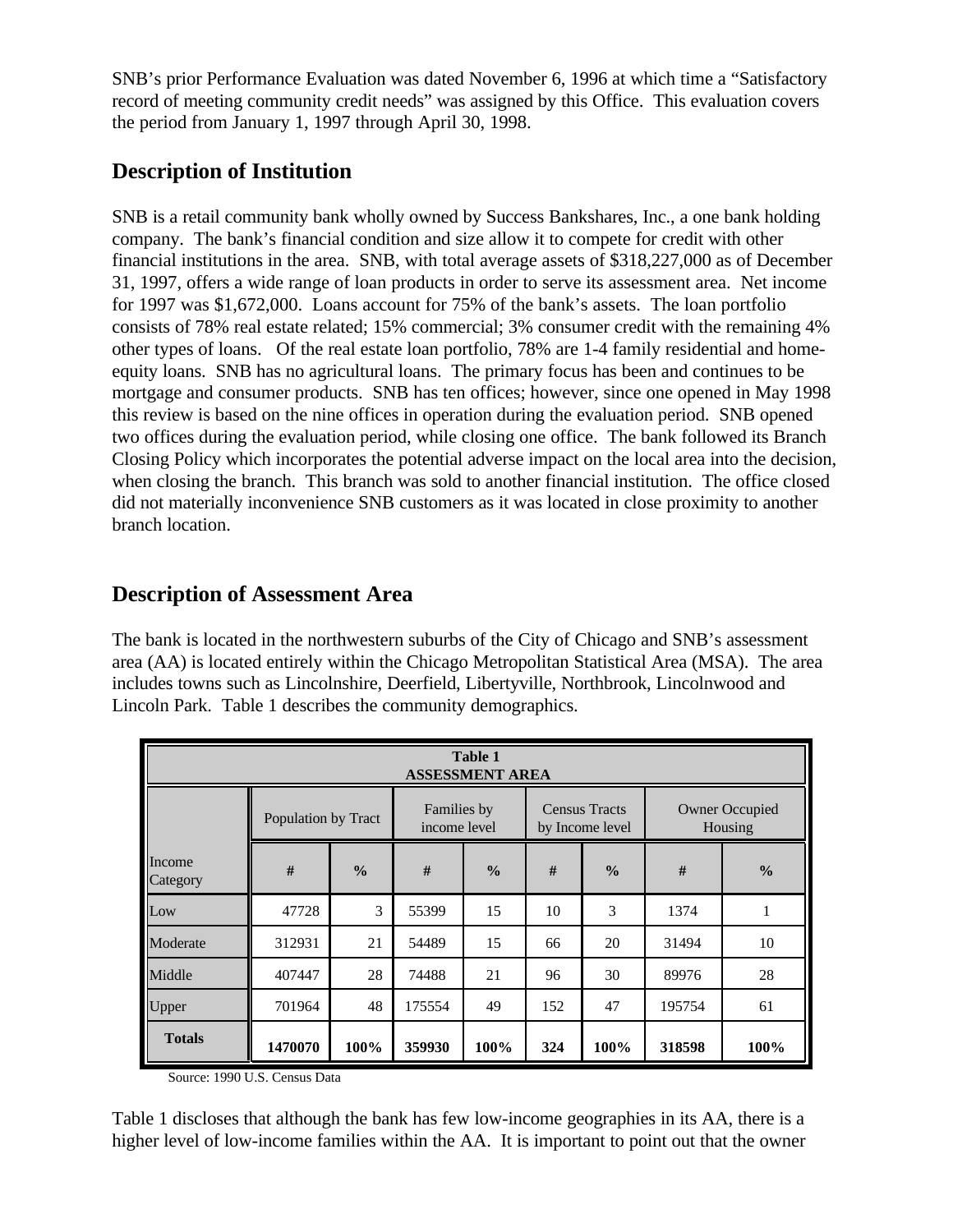SNB's prior Performance Evaluation was dated November 6, 1996 at which time a "Satisfactory record of meeting community credit needs" was assigned by this Office. This evaluation covers the period from January 1, 1997 through April 30, 1998.

## Description of Institution

SNB is a retail community bank wholly owned by Success Bankshares, Inc., a one bank holding company. The bank's financial condition and size allow it to compete for credit with other financial institutions in the area. SNB, with total average assets of $318,227,000 as of December 31, 1997, offers a wide range of loan products in order to serve its assessment area. Net income for 1997 was $1,672,000. Loans account for 75% of the bank's assets. The loan portfolio consists of 78% real estate related; 15% commercial; 3% consumer credit with the remaining 4% other types of loans. Of the real estate loan portfolio, 78% are 1-4 family residential and home-equity loans. SNB has no agricultural loans. The primary focus has been and continues to be mortgage and consumer products. SNB has ten offices; however, since one opened in May 1998 this review is based on the nine offices in operation during the evaluation period. SNB opened two offices during the evaluation period, while closing one office. The bank followed its Branch Closing Policy which incorporates the potential adverse impact on the local area into the decision, when closing the branch. This branch was sold to another financial institution. The office closed did not materially inconvenience SNB customers as it was located in close proximity to another branch location.

## Description of Assessment Area

The bank is located in the northwestern suburbs of the City of Chicago and SNB's assessment area (AA) is located entirely within the Chicago Metropolitan Statistical Area (MSA). The area includes towns such as Lincolnshire, Deerfield, Libertyville, Northbrook, Lincolnwood and Lincoln Park. Table 1 describes the community demographics.

**Table 1**
**ASSESSMENT AREA**

| | Population by Tract | | Families by income level | | Census Tracts by Income level | | Owner Occupied Housing | |
|---|---|---|---|---|---|---|---|---|
| Income Category | **#** | **%** | **#** | **%** | **#** | **%** | **#** | **%** |
| Low | 47728 | 3 | 55399 | 15 | 10 | 3 | 1374 | 1 |
| Moderate | 312931 | 21 | 54489 | 15 | 66 | 20 | 31494 | 10 |
| Middle | 407447 | 28 | 74488 | 21 | 96 | 30 | 89976 | 28 |
| Upper | 701964 | 48 | 175554 | 49 | 152 | 47 | 195754 | 61 |
| **Totals** | **1470070** | **100%** | **359930** | **100%** | **324** | **100%** | **318598** | **100%** |

Source: 1990 U.S. Census Data

Table 1 discloses that although the bank has few low-income geographies in its AA, there is a higher level of low-income families within the AA. It is important to point out that the owner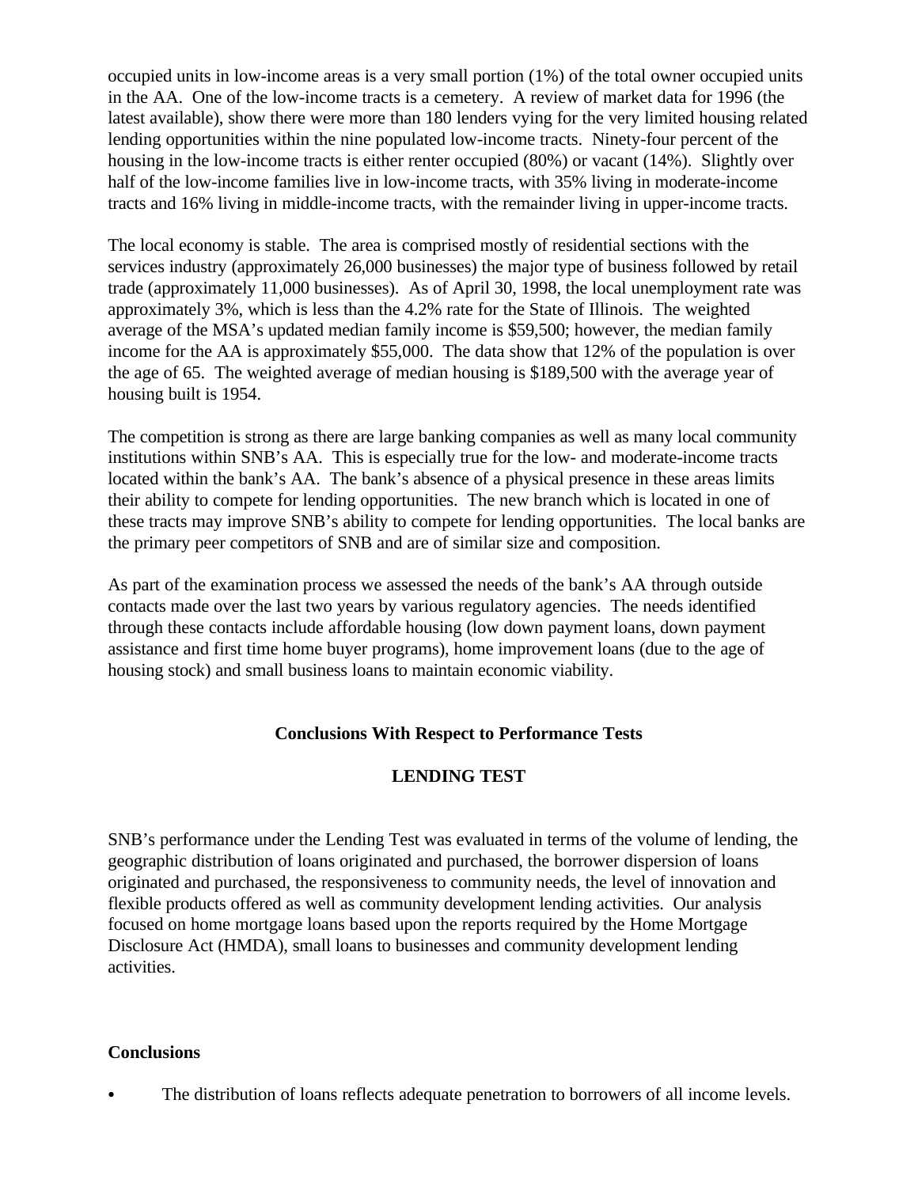occupied units in low-income areas is a very small portion (1%) of the total owner occupied units in the AA. One of the low-income tracts is a cemetery. A review of market data for 1996 (the latest available), show there were more than 180 lenders vying for the very limited housing related lending opportunities within the nine populated low-income tracts. Ninety-four percent of the housing in the low-income tracts is either renter occupied (80%) or vacant (14%). Slightly over half of the low-income families live in low-income tracts, with 35% living in moderate-income tracts and 16% living in middle-income tracts, with the remainder living in upper-income tracts.

The local economy is stable. The area is comprised mostly of residential sections with the services industry (approximately 26,000 businesses) the major type of business followed by retail trade (approximately 11,000 businesses). As of April 30, 1998, the local unemployment rate was approximately 3%, which is less than the 4.2% rate for the State of Illinois. The weighted average of the MSA's updated median family income is $59,500; however, the median family income for the AA is approximately $55,000. The data show that 12% of the population is over the age of 65. The weighted average of median housing is $189,500 with the average year of housing built is 1954.

The competition is strong as there are large banking companies as well as many local community institutions within SNB's AA. This is especially true for the low- and moderate-income tracts located within the bank's AA. The bank's absence of a physical presence in these areas limits their ability to compete for lending opportunities. The new branch which is located in one of these tracts may improve SNB's ability to compete for lending opportunities. The local banks are the primary peer competitors of SNB and are of similar size and composition.

As part of the examination process we assessed the needs of the bank's AA through outside contacts made over the last two years by various regulatory agencies. The needs identified through these contacts include affordable housing (low down payment loans, down payment assistance and first time home buyer programs), home improvement loans (due to the age of housing stock) and small business loans to maintain economic viability.

## Conclusions With Respect to Performance Tests

## LENDING TEST

SNB's performance under the Lending Test was evaluated in terms of the volume of lending, the geographic distribution of loans originated and purchased, the borrower dispersion of loans originated and purchased, the responsiveness to community needs, the level of innovation and flexible products offered as well as community development lending activities. Our analysis focused on home mortgage loans based upon the reports required by the Home Mortgage Disclosure Act (HMDA), small loans to businesses and community development lending activities.

### Conclusions

- The distribution of loans reflects adequate penetration to borrowers of all income levels.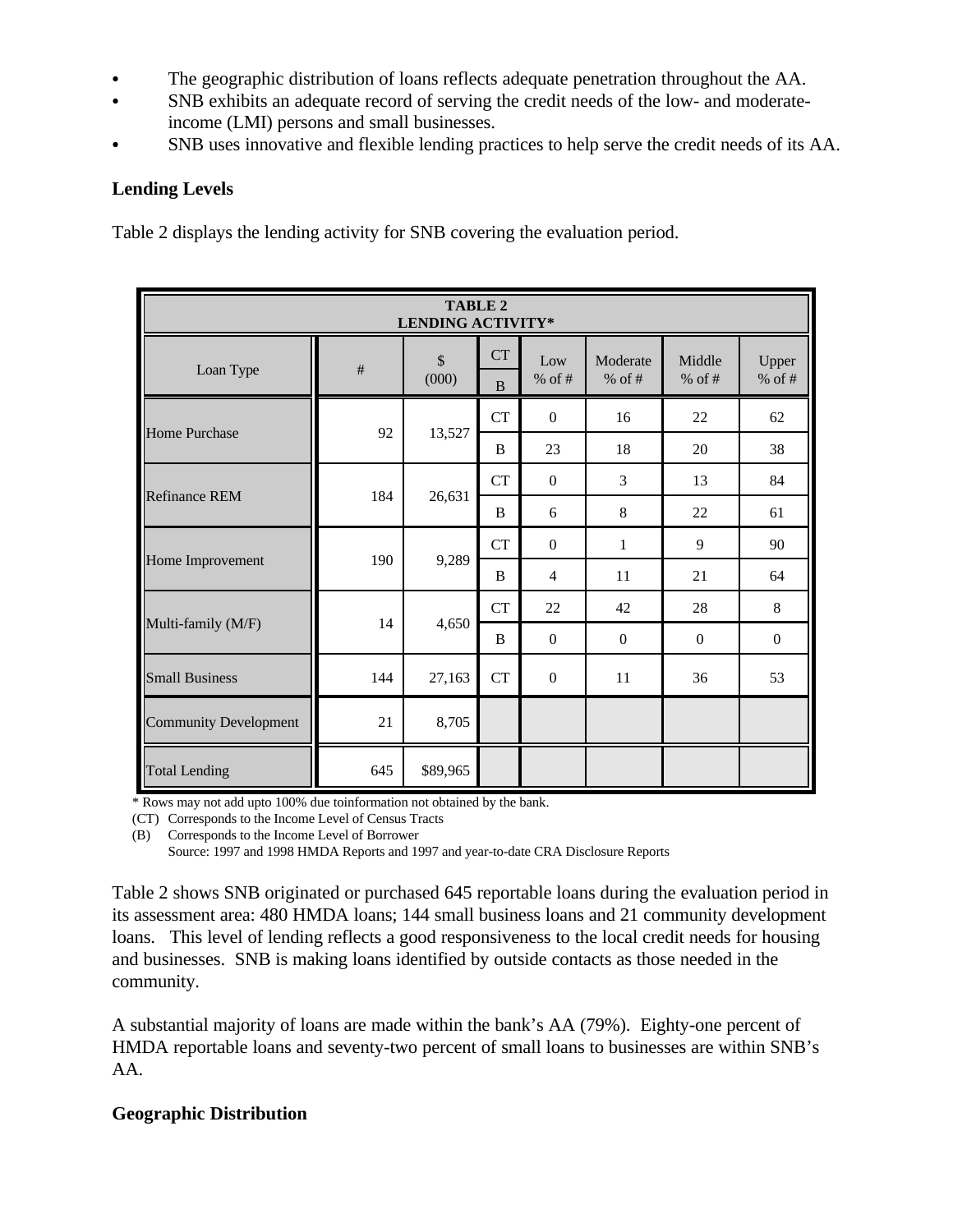- The geographic distribution of loans reflects adequate penetration throughout the AA.
- SNB exhibits an adequate record of serving the credit needs of the low- and moderate-income (LMI) persons and small businesses.
- SNB uses innovative and flexible lending practices to help serve the credit needs of its AA.

**Lending Levels**

Table 2 displays the lending activity for SNB covering the evaluation period.

| **TABLE 2 LENDING ACTIVITY*** | | | | | | | |
|---|---|---|---|---|---|---|---|
| Loan Type | # | $ (000) | CT / B | Low % of # | Moderate % of # | Middle % of # | Upper % of # |
| Home Purchase | 92 | 13,527 | CT | 0 | 16 | 22 | 62 |
| | | | B | 23 | 18 | 20 | 38 |
| Refinance REM | 184 | 26,631 | CT | 0 | 3 | 13 | 84 |
| | | | B | 6 | 8 | 22 | 61 |
| Home Improvement | 190 | 9,289 | CT | 0 | 1 | 9 | 90 |
| | | | B | 4 | 11 | 21 | 64 |
| Multi-family (M/F) | 14 | 4,650 | CT | 22 | 42 | 28 | 8 |
| | | | B | 0 | 0 | 0 | 0 |
| Small Business | 144 | 27,163 | CT | 0 | 11 | 36 | 53 |
| Community Development | 21 | 8,705 | | | | | |
| Total Lending | 645 | $89,965 | | | | | |

\* Rows may not add upto 100% due toinformation not obtained by the bank.
(CT) Corresponds to the Income Level of Census Tracts
(B) Corresponds to the Income Level of Borrower
Source: 1997 and 1998 HMDA Reports and 1997 and year-to-date CRA Disclosure Reports

Table 2 shows SNB originated or purchased 645 reportable loans during the evaluation period in its assessment area: 480 HMDA loans; 144 small business loans and 21 community development loans. This level of lending reflects a good responsiveness to the local credit needs for housing and businesses. SNB is making loans identified by outside contacts as those needed in the community.

A substantial majority of loans are made within the bank's AA (79%). Eighty-one percent of HMDA reportable loans and seventy-two percent of small loans to businesses are within SNB's AA.

**Geographic Distribution**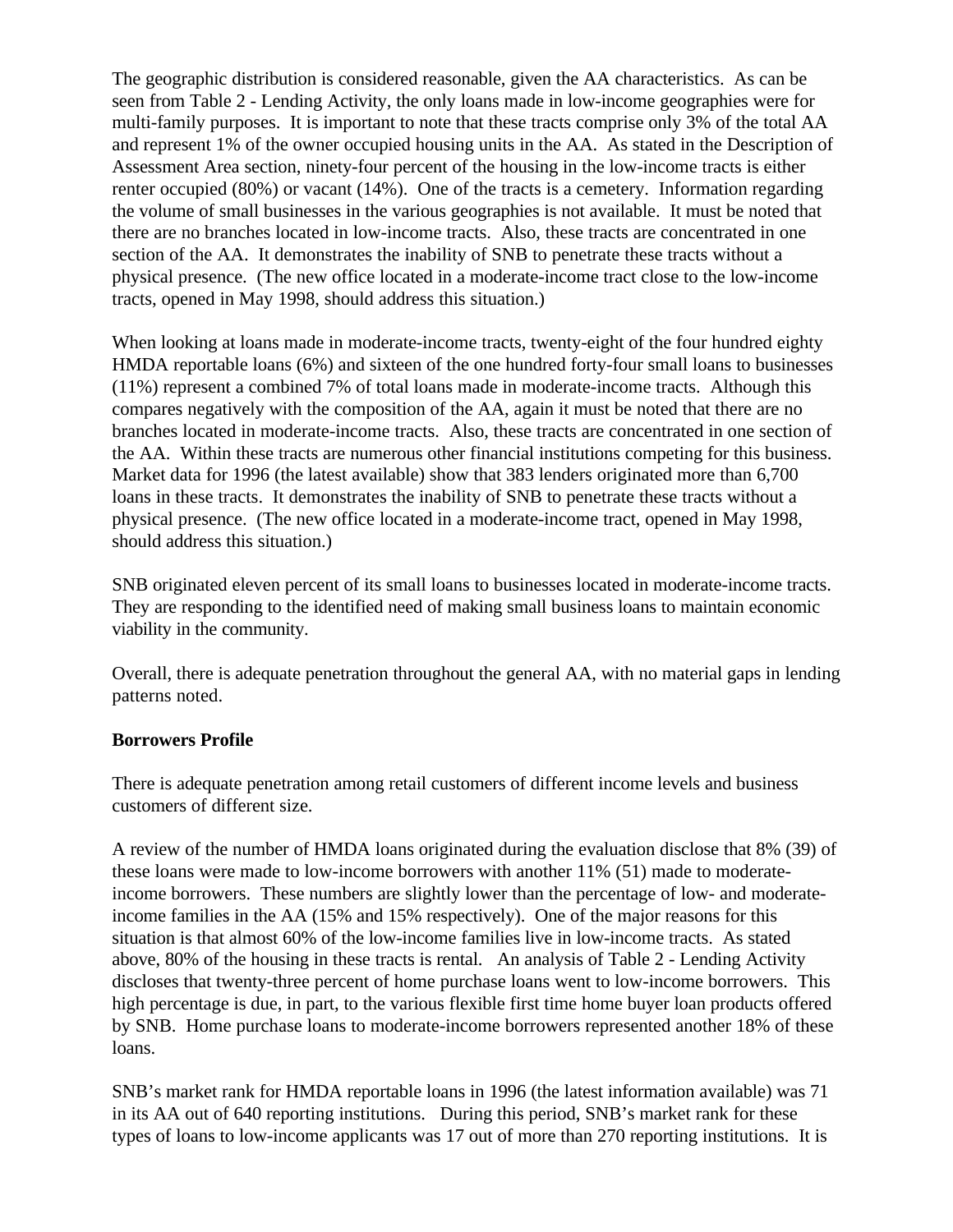The geographic distribution is considered reasonable, given the AA characteristics. As can be seen from Table 2 - Lending Activity, the only loans made in low-income geographies were for multi-family purposes. It is important to note that these tracts comprise only 3% of the total AA and represent 1% of the owner occupied housing units in the AA. As stated in the Description of Assessment Area section, ninety-four percent of the housing in the low-income tracts is either renter occupied (80%) or vacant (14%). One of the tracts is a cemetery. Information regarding the volume of small businesses in the various geographies is not available. It must be noted that there are no branches located in low-income tracts. Also, these tracts are concentrated in one section of the AA. It demonstrates the inability of SNB to penetrate these tracts without a physical presence. (The new office located in a moderate-income tract close to the low-income tracts, opened in May 1998, should address this situation.)

When looking at loans made in moderate-income tracts, twenty-eight of the four hundred eighty HMDA reportable loans (6%) and sixteen of the one hundred forty-four small loans to businesses (11%) represent a combined 7% of total loans made in moderate-income tracts. Although this compares negatively with the composition of the AA, again it must be noted that there are no branches located in moderate-income tracts. Also, these tracts are concentrated in one section of the AA. Within these tracts are numerous other financial institutions competing for this business. Market data for 1996 (the latest available) show that 383 lenders originated more than 6,700 loans in these tracts. It demonstrates the inability of SNB to penetrate these tracts without a physical presence. (The new office located in a moderate-income tract, opened in May 1998, should address this situation.)

SNB originated eleven percent of its small loans to businesses located in moderate-income tracts. They are responding to the identified need of making small business loans to maintain economic viability in the community.

Overall, there is adequate penetration throughout the general AA, with no material gaps in lending patterns noted.

**Borrowers Profile**

There is adequate penetration among retail customers of different income levels and business customers of different size.

A review of the number of HMDA loans originated during the evaluation disclose that 8% (39) of these loans were made to low-income borrowers with another 11% (51) made to moderate-income borrowers. These numbers are slightly lower than the percentage of low- and moderate-income families in the AA (15% and 15% respectively). One of the major reasons for this situation is that almost 60% of the low-income families live in low-income tracts. As stated above, 80% of the housing in these tracts is rental. An analysis of Table 2 - Lending Activity discloses that twenty-three percent of home purchase loans went to low-income borrowers. This high percentage is due, in part, to the various flexible first time home buyer loan products offered by SNB. Home purchase loans to moderate-income borrowers represented another 18% of these loans.

SNB's market rank for HMDA reportable loans in 1996 (the latest information available) was 71 in its AA out of 640 reporting institutions. During this period, SNB's market rank for these types of loans to low-income applicants was 17 out of more than 270 reporting institutions. It is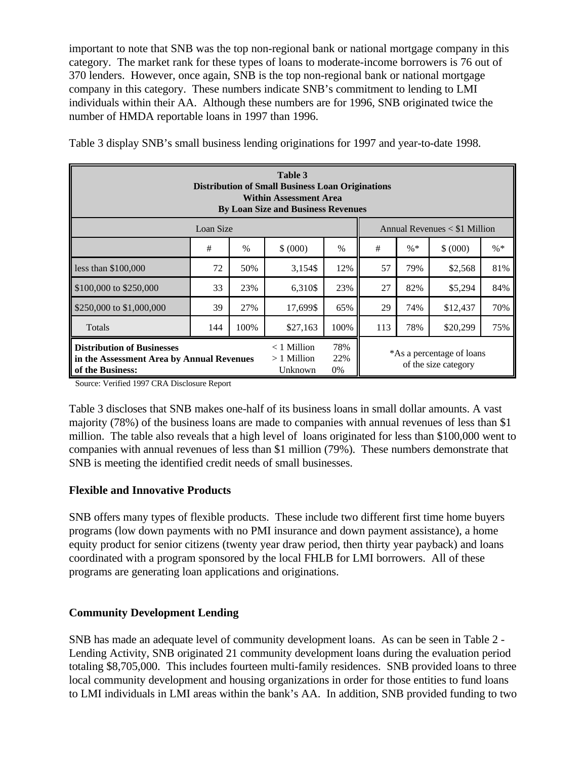important to note that SNB was the top non-regional bank or national mortgage company in this category. The market rank for these types of loans to moderate-income borrowers is 76 out of 370 lenders. However, once again, SNB is the top non-regional bank or national mortgage company in this category. These numbers indicate SNB's commitment to lending to LMI individuals within their AA. Although these numbers are for 1996, SNB originated twice the number of HMDA reportable loans in 1997 than 1996.

Table 3 display SNB's small business lending originations for 1997 and year-to-date 1998.

**Table 3**
**Distribution of Small Business Loan Originations**
**Within Assessment Area**
**By Loan Size and Business Revenues**

| Loan Size | | | | | Annual Revenues < $1 Million | | | |
|---|---|---|---|---|---|---|---|---|
| | # | % | $ (000) | % | # | %* | $ (000) | %* |
| less than $100,000 | 72 | 50% | 3,154$ | 12% | 57 | 79% | $2,568 | 81% |
| $100,000 to $250,000 | 33 | 23% | 6,310$ | 23% | 27 | 82% | $5,294 | 84% |
| $250,000 to $1,000,000 | 39 | 27% | 17,699$ | 65% | 29 | 74% | $12,437 | 70% |
| Totals | 144 | 100% | $27,163 | 100% | 113 | 78% | $20,299 | 75% |
| **Distribution of Businesses in the Assessment Area by Annual Revenues of the Business:** | | | < 1 Million<br>> 1 Million<br>Unknown | 78%<br>22%<br>0% | *As a percentage of loans of the size category | | | |

Source: Verified 1997 CRA Disclosure Report

Table 3 discloses that SNB makes one-half of its business loans in small dollar amounts. A vast majority (78%) of the business loans are made to companies with annual revenues of less than $1 million. The table also reveals that a high level of loans originated for less than $100,000 went to companies with annual revenues of less than $1 million (79%). These numbers demonstrate that SNB is meeting the identified credit needs of small businesses.

### Flexible and Innovative Products

SNB offers many types of flexible products. These include two different first time home buyers programs (low down payments with no PMI insurance and down payment assistance), a home equity product for senior citizens (twenty year draw period, then thirty year payback) and loans coordinated with a program sponsored by the local FHLB for LMI borrowers. All of these programs are generating loan applications and originations.

### Community Development Lending

SNB has made an adequate level of community development loans. As can be seen in Table 2 - Lending Activity, SNB originated 21 community development loans during the evaluation period totaling $8,705,000. This includes fourteen multi-family residences. SNB provided loans to three local community development and housing organizations in order for those entities to fund loans to LMI individuals in LMI areas within the bank's AA. In addition, SNB provided funding to two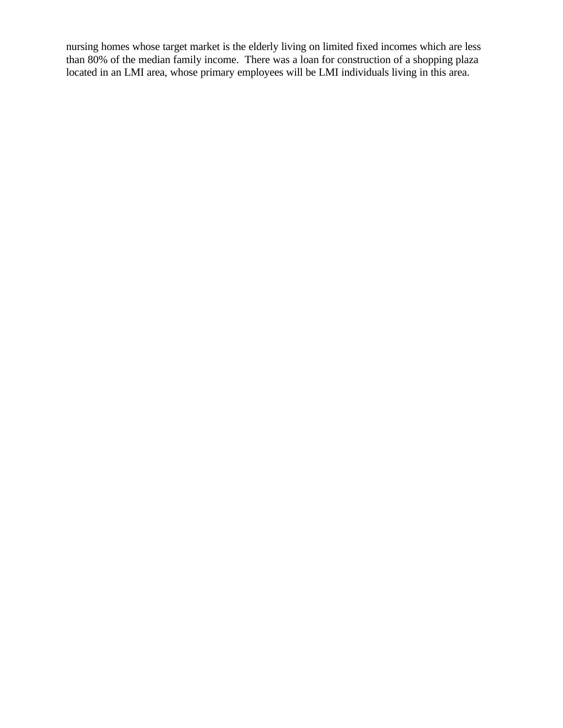nursing homes whose target market is the elderly living on limited fixed incomes which are less than 80% of the median family income. There was a loan for construction of a shopping plaza located in an LMI area, whose primary employees will be LMI individuals living in this area.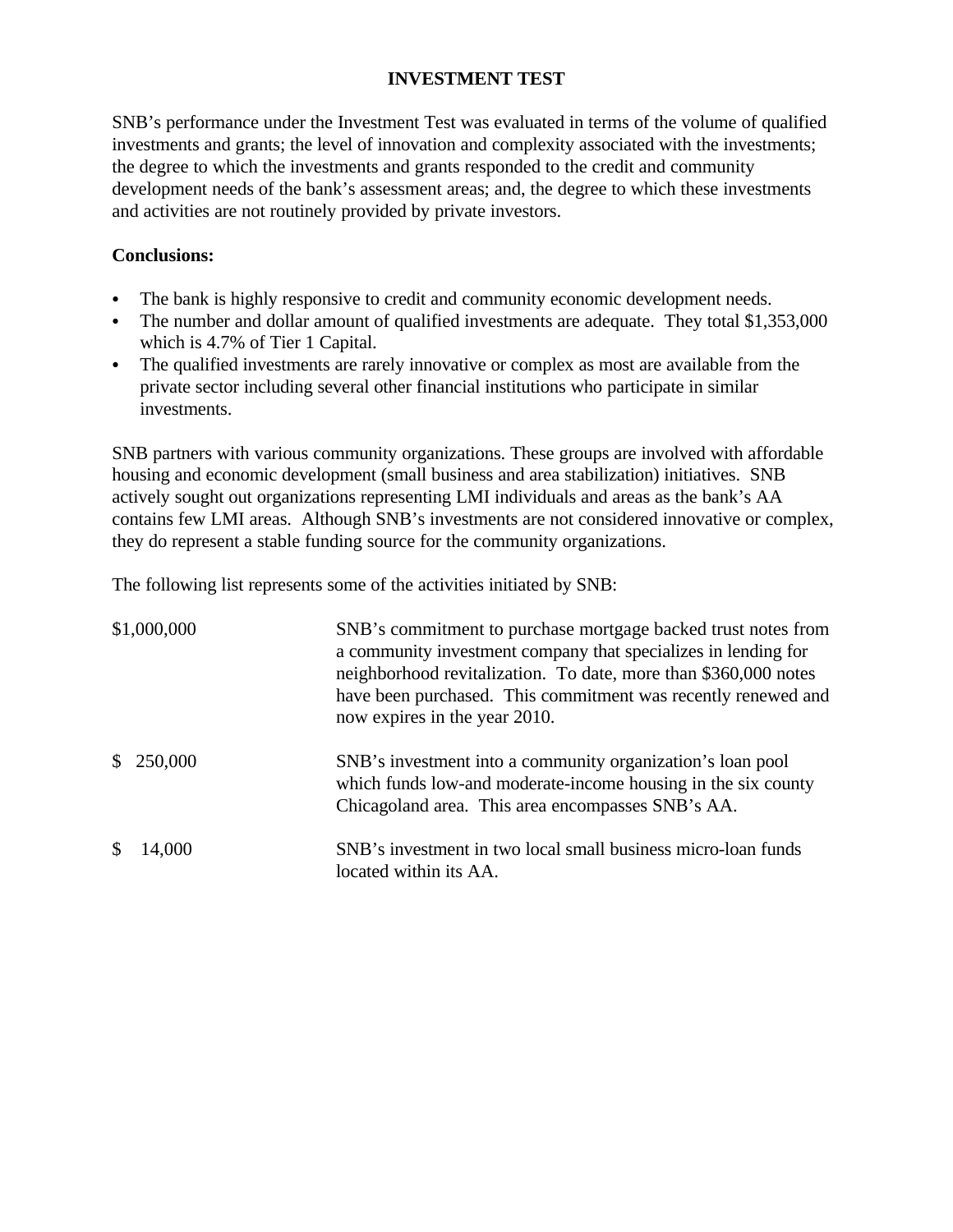## INVESTMENT TEST

SNB's performance under the Investment Test was evaluated in terms of the volume of qualified investments and grants; the level of innovation and complexity associated with the investments; the degree to which the investments and grants responded to the credit and community development needs of the bank's assessment areas; and, the degree to which these investments and activities are not routinely provided by private investors.

**Conclusions:**

- The bank is highly responsive to credit and community economic development needs.
- The number and dollar amount of qualified investments are adequate. They total $1,353,000 which is 4.7% of Tier 1 Capital.
- The qualified investments are rarely innovative or complex as most are available from the private sector including several other financial institutions who participate in similar investments.

SNB partners with various community organizations. These groups are involved with affordable housing and economic development (small business and area stabilization) initiatives. SNB actively sought out organizations representing LMI individuals and areas as the bank's AA contains few LMI areas. Although SNB's investments are not considered innovative or complex, they do represent a stable funding source for the community organizations.

The following list represents some of the activities initiated by SNB:

| | |
|---|---|
| $1,000,000 | SNB's commitment to purchase mortgage backed trust notes from a community investment company that specializes in lending for neighborhood revitalization. To date, more than $360,000 notes have been purchased. This commitment was recently renewed and now expires in the year 2010. |
| $ 250,000 | SNB's investment into a community organization's loan pool which funds low-and moderate-income housing in the six county Chicagoland area. This area encompasses SNB's AA. |
| $ 14,000 | SNB's investment in two local small business micro-loan funds located within its AA. |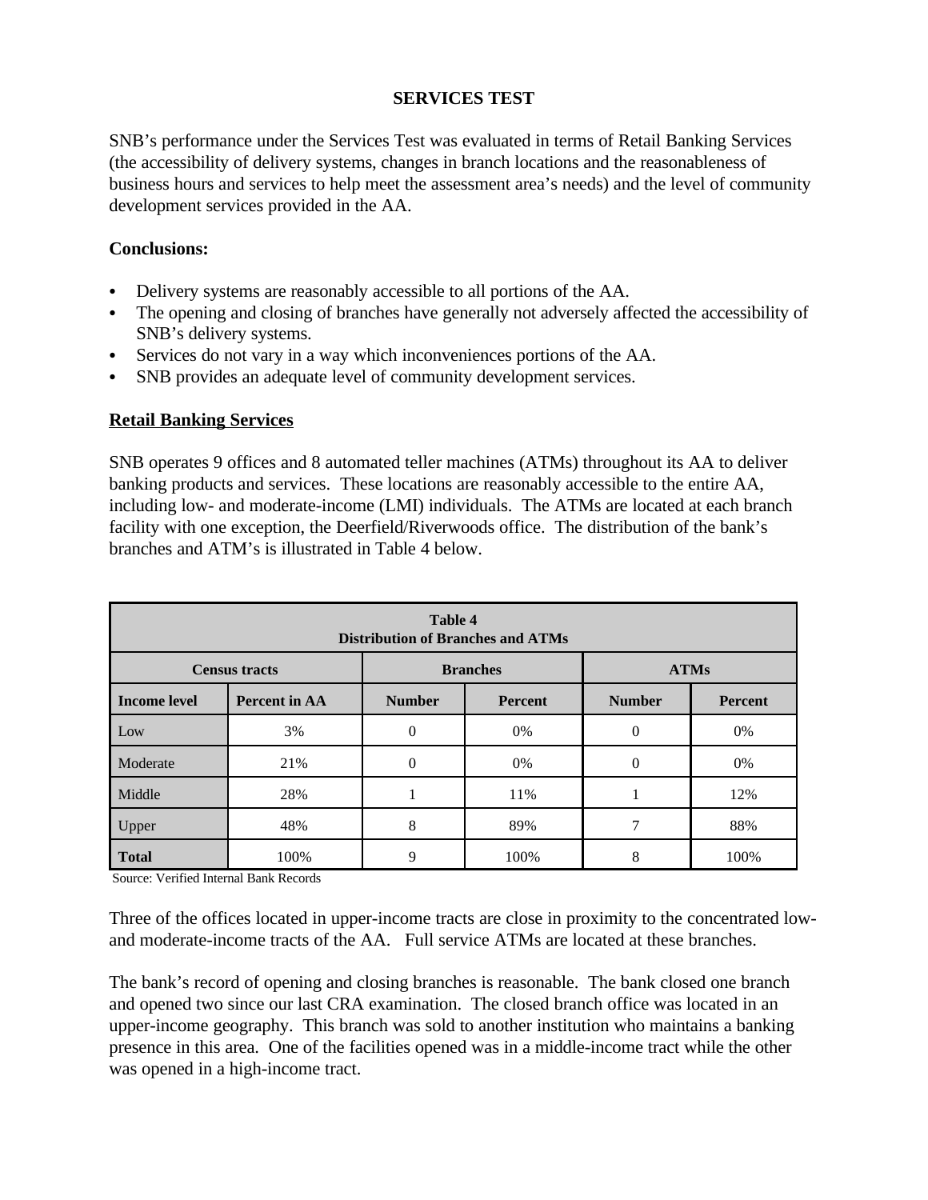## SERVICES TEST

SNB's performance under the Services Test was evaluated in terms of Retail Banking Services (the accessibility of delivery systems, changes in branch locations and the reasonableness of business hours and services to help meet the assessment area's needs) and the level of community development services provided in the AA.

**Conclusions:**

- Delivery systems are reasonably accessible to all portions of the AA.
- The opening and closing of branches have generally not adversely affected the accessibility of SNB's delivery systems.
- Services do not vary in a way which inconveniences portions of the AA.
- SNB provides an adequate level of community development services.

**Retail Banking Services**

SNB operates 9 offices and 8 automated teller machines (ATMs) throughout its AA to deliver banking products and services. These locations are reasonably accessible to the entire AA, including low- and moderate-income (LMI) individuals. The ATMs are located at each branch facility with one exception, the Deerfield/Riverwoods office. The distribution of the bank's branches and ATM's is illustrated in Table 4 below.

**Table 4**
**Distribution of Branches and ATMs**

| Census tracts | | Branches | | ATMs | |
|---|---|---|---|---|---|
| **Income level** | **Percent in AA** | **Number** | **Percent** | **Number** | **Percent** |
| Low | 3% | 0 | 0% | 0 | 0% |
| Moderate | 21% | 0 | 0% | 0 | 0% |
| Middle | 28% | 1 | 11% | 1 | 12% |
| Upper | 48% | 8 | 89% | 7 | 88% |
| **Total** | 100% | 9 | 100% | 8 | 100% |

Source: Verified Internal Bank Records

Three of the offices located in upper-income tracts are close in proximity to the concentrated low- and moderate-income tracts of the AA. Full service ATMs are located at these branches.

The bank's record of opening and closing branches is reasonable. The bank closed one branch and opened two since our last CRA examination. The closed branch office was located in an upper-income geography. This branch was sold to another institution who maintains a banking presence in this area. One of the facilities opened was in a middle-income tract while the other was opened in a high-income tract.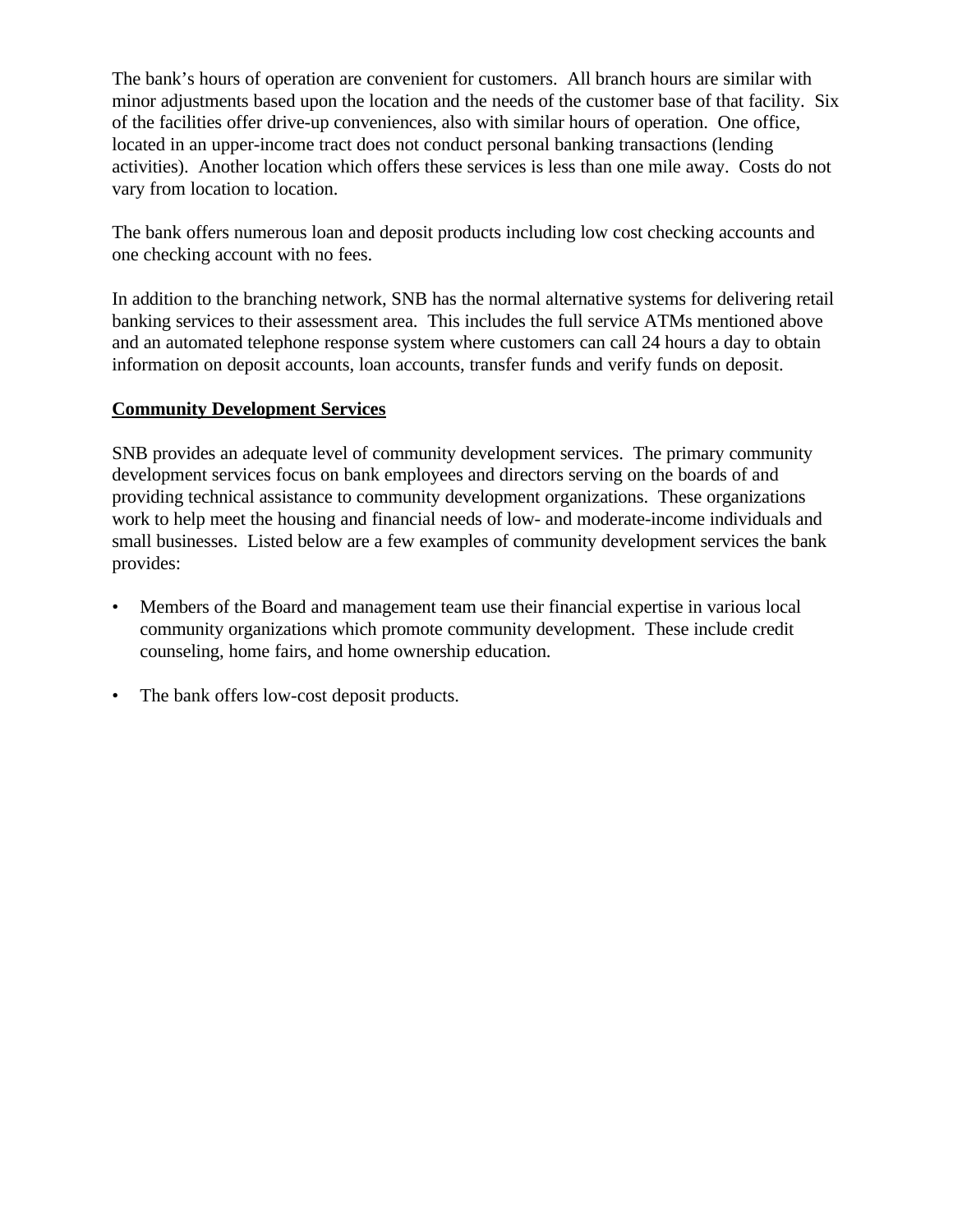The bank's hours of operation are convenient for customers. All branch hours are similar with minor adjustments based upon the location and the needs of the customer base of that facility. Six of the facilities offer drive-up conveniences, also with similar hours of operation. One office, located in an upper-income tract does not conduct personal banking transactions (lending activities). Another location which offers these services is less than one mile away. Costs do not vary from location to location.

The bank offers numerous loan and deposit products including low cost checking accounts and one checking account with no fees.

In addition to the branching network, SNB has the normal alternative systems for delivering retail banking services to their assessment area. This includes the full service ATMs mentioned above and an automated telephone response system where customers can call 24 hours a day to obtain information on deposit accounts, loan accounts, transfer funds and verify funds on deposit.

**Community Development Services**

SNB provides an adequate level of community development services. The primary community development services focus on bank employees and directors serving on the boards of and providing technical assistance to community development organizations. These organizations work to help meet the housing and financial needs of low- and moderate-income individuals and small businesses. Listed below are a few examples of community development services the bank provides:

- Members of the Board and management team use their financial expertise in various local community organizations which promote community development. These include credit counseling, home fairs, and home ownership education.

- The bank offers low-cost deposit products.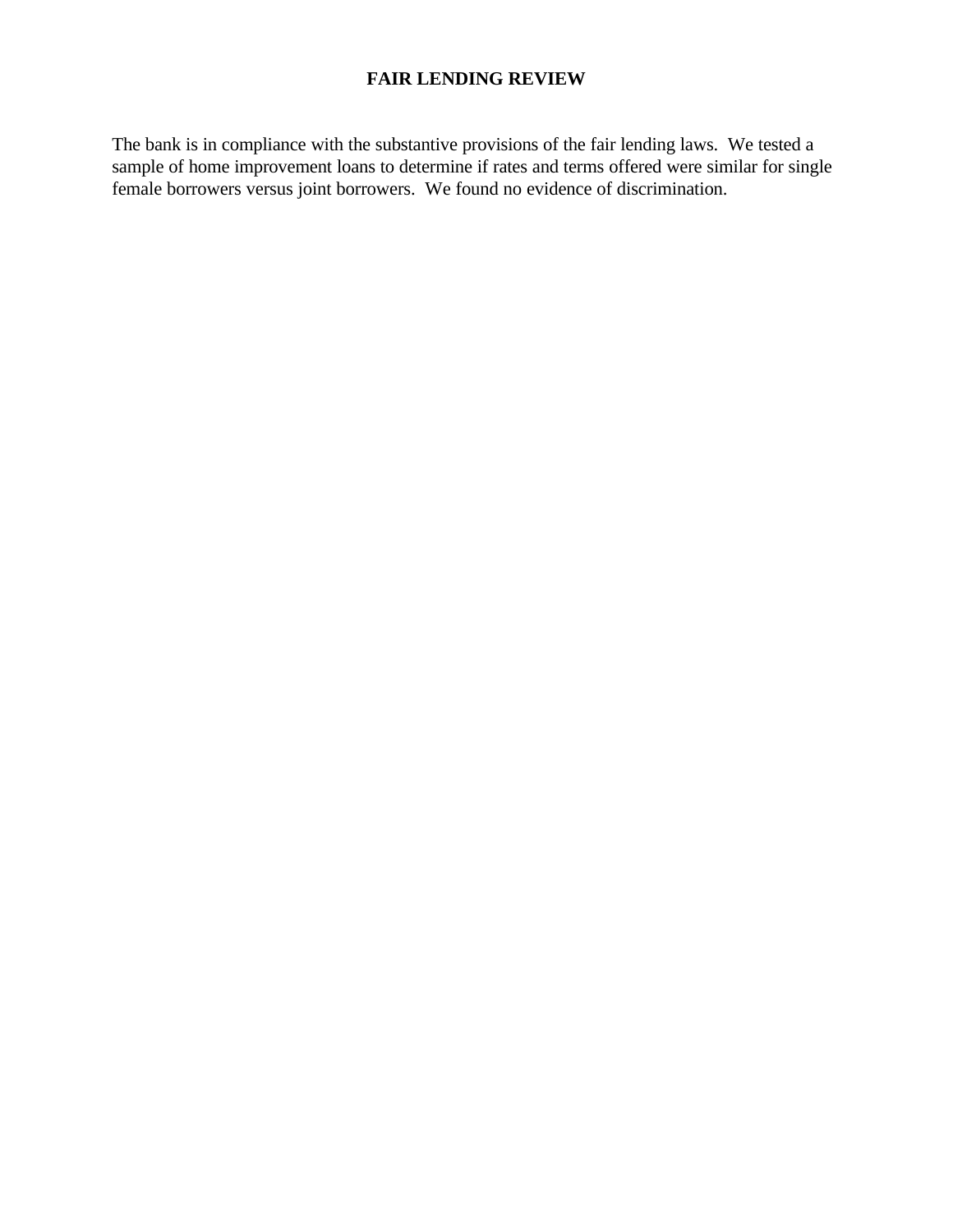# FAIR LENDING REVIEW

The bank is in compliance with the substantive provisions of the fair lending laws. We tested a sample of home improvement loans to determine if rates and terms offered were similar for single female borrowers versus joint borrowers. We found no evidence of discrimination.